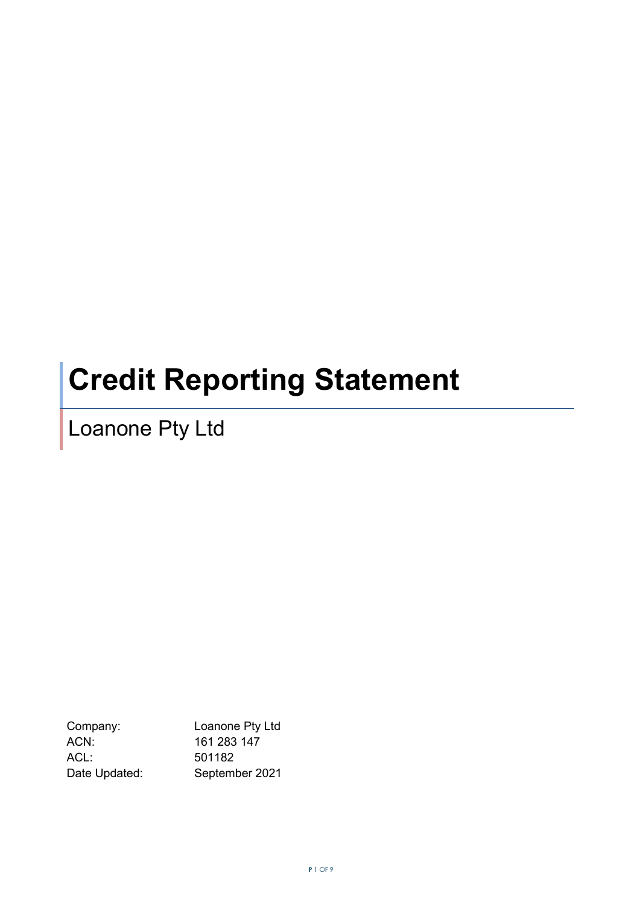# Credit Reporting Statement

## Loanone Pty Ltd

| | |
|---|---|
| Company: | Loanone Pty Ltd |
| ACN: | 161 283 147 |
| ACL: | 501182 |
| Date Updated: | September 2021 |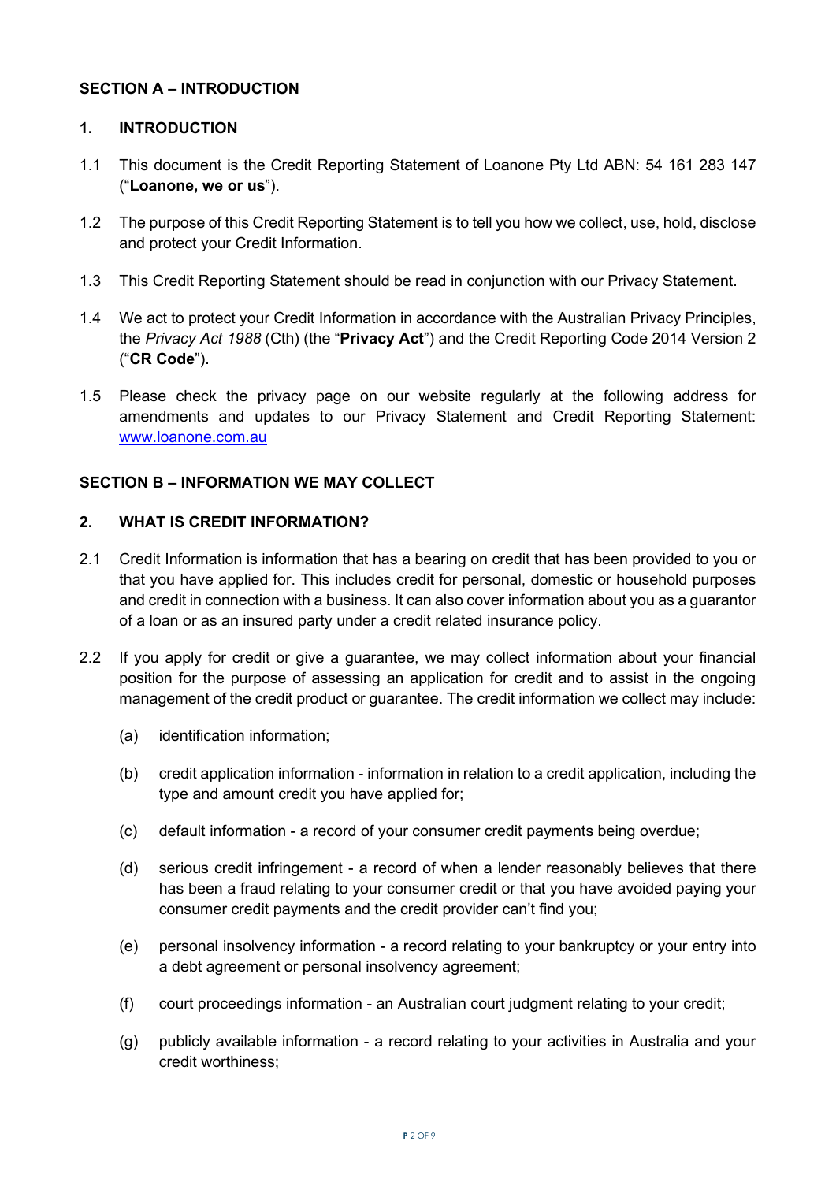## SECTION A – INTRODUCTION

### 1. INTRODUCTION

1.1 This document is the Credit Reporting Statement of Loanone Pty Ltd ABN: 54 161 283 147 ("**Loanone, we or us**").

1.2 The purpose of this Credit Reporting Statement is to tell you how we collect, use, hold, disclose and protect your Credit Information.

1.3 This Credit Reporting Statement should be read in conjunction with our Privacy Statement.

1.4 We act to protect your Credit Information in accordance with the Australian Privacy Principles, the *Privacy Act 1988* (Cth) (the "**Privacy Act**") and the Credit Reporting Code 2014 Version 2 ("**CR Code**").

1.5 Please check the privacy page on our website regularly at the following address for amendments and updates to our Privacy Statement and Credit Reporting Statement: [www.loanone.com.au](http://www.loanone.com.au)

## SECTION B – INFORMATION WE MAY COLLECT

### 2. WHAT IS CREDIT INFORMATION?

2.1 Credit Information is information that has a bearing on credit that has been provided to you or that you have applied for. This includes credit for personal, domestic or household purposes and credit in connection with a business. It can also cover information about you as a guarantor of a loan or as an insured party under a credit related insurance policy.

2.2 If you apply for credit or give a guarantee, we may collect information about your financial position for the purpose of assessing an application for credit and to assist in the ongoing management of the credit product or guarantee. The credit information we collect may include:

(a) identification information;

(b) credit application information - information in relation to a credit application, including the type and amount credit you have applied for;

(c) default information - a record of your consumer credit payments being overdue;

(d) serious credit infringement - a record of when a lender reasonably believes that there has been a fraud relating to your consumer credit or that you have avoided paying your consumer credit payments and the credit provider can't find you;

(e) personal insolvency information - a record relating to your bankruptcy or your entry into a debt agreement or personal insolvency agreement;

(f) court proceedings information - an Australian court judgment relating to your credit;

(g) publicly available information - a record relating to your activities in Australia and your credit worthiness;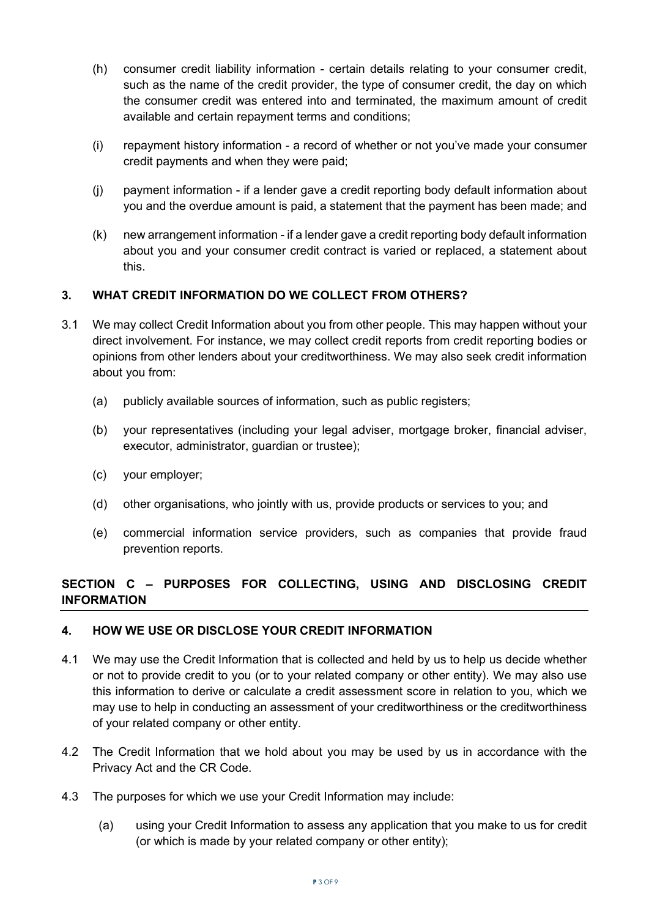(h) consumer credit liability information - certain details relating to your consumer credit, such as the name of the credit provider, the type of consumer credit, the day on which the consumer credit was entered into and terminated, the maximum amount of credit available and certain repayment terms and conditions;

(i) repayment history information - a record of whether or not you've made your consumer credit payments and when they were paid;

(j) payment information - if a lender gave a credit reporting body default information about you and the overdue amount is paid, a statement that the payment has been made; and

(k) new arrangement information - if a lender gave a credit reporting body default information about you and your consumer credit contract is varied or replaced, a statement about this.

### 3. WHAT CREDIT INFORMATION DO WE COLLECT FROM OTHERS?

3.1 We may collect Credit Information about you from other people. This may happen without your direct involvement. For instance, we may collect credit reports from credit reporting bodies or opinions from other lenders about your creditworthiness. We may also seek credit information about you from:

(a) publicly available sources of information, such as public registers;

(b) your representatives (including your legal adviser, mortgage broker, financial adviser, executor, administrator, guardian or trustee);

(c) your employer;

(d) other organisations, who jointly with us, provide products or services to you; and

(e) commercial information service providers, such as companies that provide fraud prevention reports.

## SECTION C – PURPOSES FOR COLLECTING, USING AND DISCLOSING CREDIT INFORMATION

### 4. HOW WE USE OR DISCLOSE YOUR CREDIT INFORMATION

4.1 We may use the Credit Information that is collected and held by us to help us decide whether or not to provide credit to you (or to your related company or other entity). We may also use this information to derive or calculate a credit assessment score in relation to you, which we may use to help in conducting an assessment of your creditworthiness or the creditworthiness of your related company or other entity.

4.2 The Credit Information that we hold about you may be used by us in accordance with the Privacy Act and the CR Code.

4.3 The purposes for which we use your Credit Information may include:

(a) using your Credit Information to assess any application that you make to us for credit (or which is made by your related company or other entity);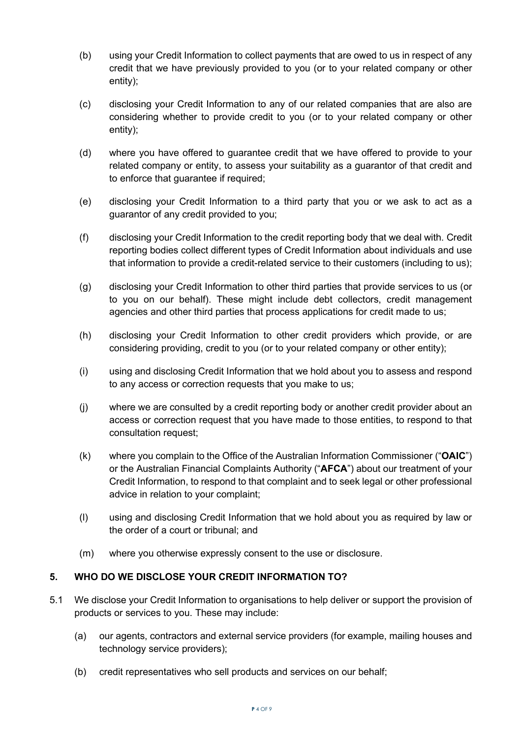(b) using your Credit Information to collect payments that are owed to us in respect of any credit that we have previously provided to you (or to your related company or other entity);

(c) disclosing your Credit Information to any of our related companies that are also are considering whether to provide credit to you (or to your related company or other entity);

(d) where you have offered to guarantee credit that we have offered to provide to your related company or entity, to assess your suitability as a guarantor of that credit and to enforce that guarantee if required;

(e) disclosing your Credit Information to a third party that you or we ask to act as a guarantor of any credit provided to you;

(f) disclosing your Credit Information to the credit reporting body that we deal with. Credit reporting bodies collect different types of Credit Information about individuals and use that information to provide a credit-related service to their customers (including to us);

(g) disclosing your Credit Information to other third parties that provide services to us (or to you on our behalf). These might include debt collectors, credit management agencies and other third parties that process applications for credit made to us;

(h) disclosing your Credit Information to other credit providers which provide, or are considering providing, credit to you (or to your related company or other entity);

(i) using and disclosing Credit Information that we hold about you to assess and respond to any access or correction requests that you make to us;

(j) where we are consulted by a credit reporting body or another credit provider about an access or correction request that you have made to those entities, to respond to that consultation request;

(k) where you complain to the Office of the Australian Information Commissioner ("**OAIC**") or the Australian Financial Complaints Authority ("**AFCA**") about our treatment of your Credit Information, to respond to that complaint and to seek legal or other professional advice in relation to your complaint;

(l) using and disclosing Credit Information that we hold about you as required by law or the order of a court or tribunal; and

(m) where you otherwise expressly consent to the use or disclosure.

## 5. WHO DO WE DISCLOSE YOUR CREDIT INFORMATION TO?

5.1 We disclose your Credit Information to organisations to help deliver or support the provision of products or services to you. These may include:

(a) our agents, contractors and external service providers (for example, mailing houses and technology service providers);

(b) credit representatives who sell products and services on our behalf;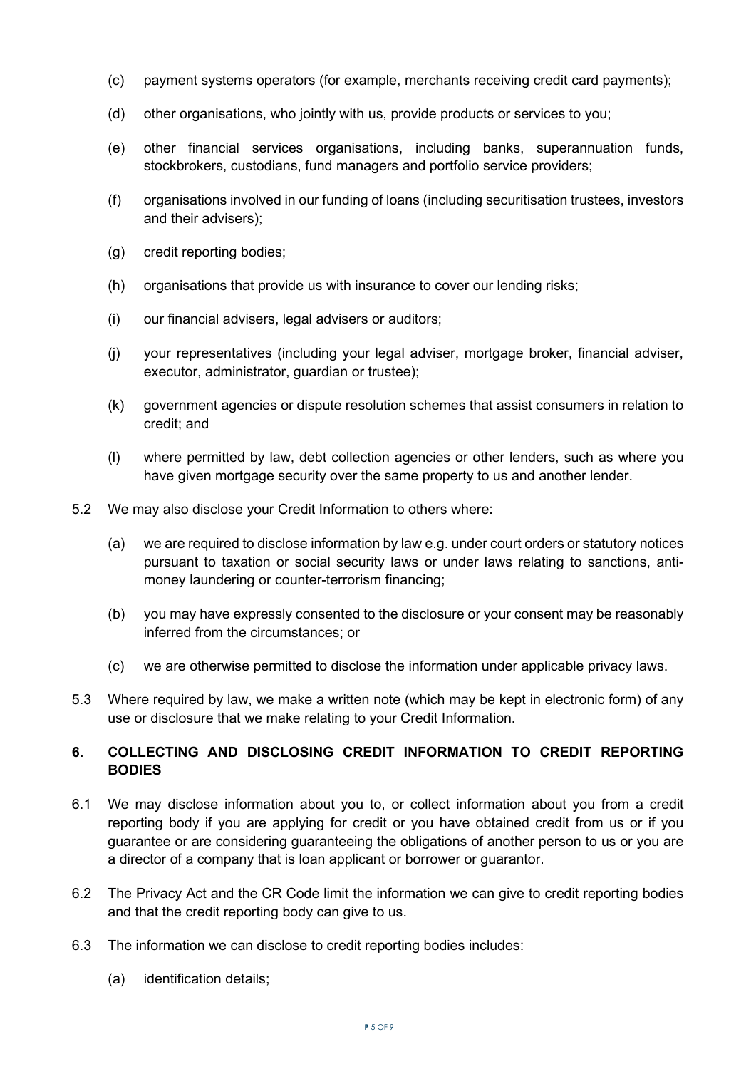(c) payment systems operators (for example, merchants receiving credit card payments);

(d) other organisations, who jointly with us, provide products or services to you;

(e) other financial services organisations, including banks, superannuation funds, stockbrokers, custodians, fund managers and portfolio service providers;

(f) organisations involved in our funding of loans (including securitisation trustees, investors and their advisers);

(g) credit reporting bodies;

(h) organisations that provide us with insurance to cover our lending risks;

(i) our financial advisers, legal advisers or auditors;

(j) your representatives (including your legal adviser, mortgage broker, financial adviser, executor, administrator, guardian or trustee);

(k) government agencies or dispute resolution schemes that assist consumers in relation to credit; and

(l) where permitted by law, debt collection agencies or other lenders, such as where you have given mortgage security over the same property to us and another lender.

5.2 We may also disclose your Credit Information to others where:

(a) we are required to disclose information by law e.g. under court orders or statutory notices pursuant to taxation or social security laws or under laws relating to sanctions, anti-money laundering or counter-terrorism financing;

(b) you may have expressly consented to the disclosure or your consent may be reasonably inferred from the circumstances; or

(c) we are otherwise permitted to disclose the information under applicable privacy laws.

5.3 Where required by law, we make a written note (which may be kept in electronic form) of any use or disclosure that we make relating to your Credit Information.

## 6. COLLECTING AND DISCLOSING CREDIT INFORMATION TO CREDIT REPORTING BODIES

6.1 We may disclose information about you to, or collect information about you from a credit reporting body if you are applying for credit or you have obtained credit from us or if you guarantee or are considering guaranteeing the obligations of another person to us or you are a director of a company that is loan applicant or borrower or guarantor.

6.2 The Privacy Act and the CR Code limit the information we can give to credit reporting bodies and that the credit reporting body can give to us.

6.3 The information we can disclose to credit reporting bodies includes:

(a) identification details;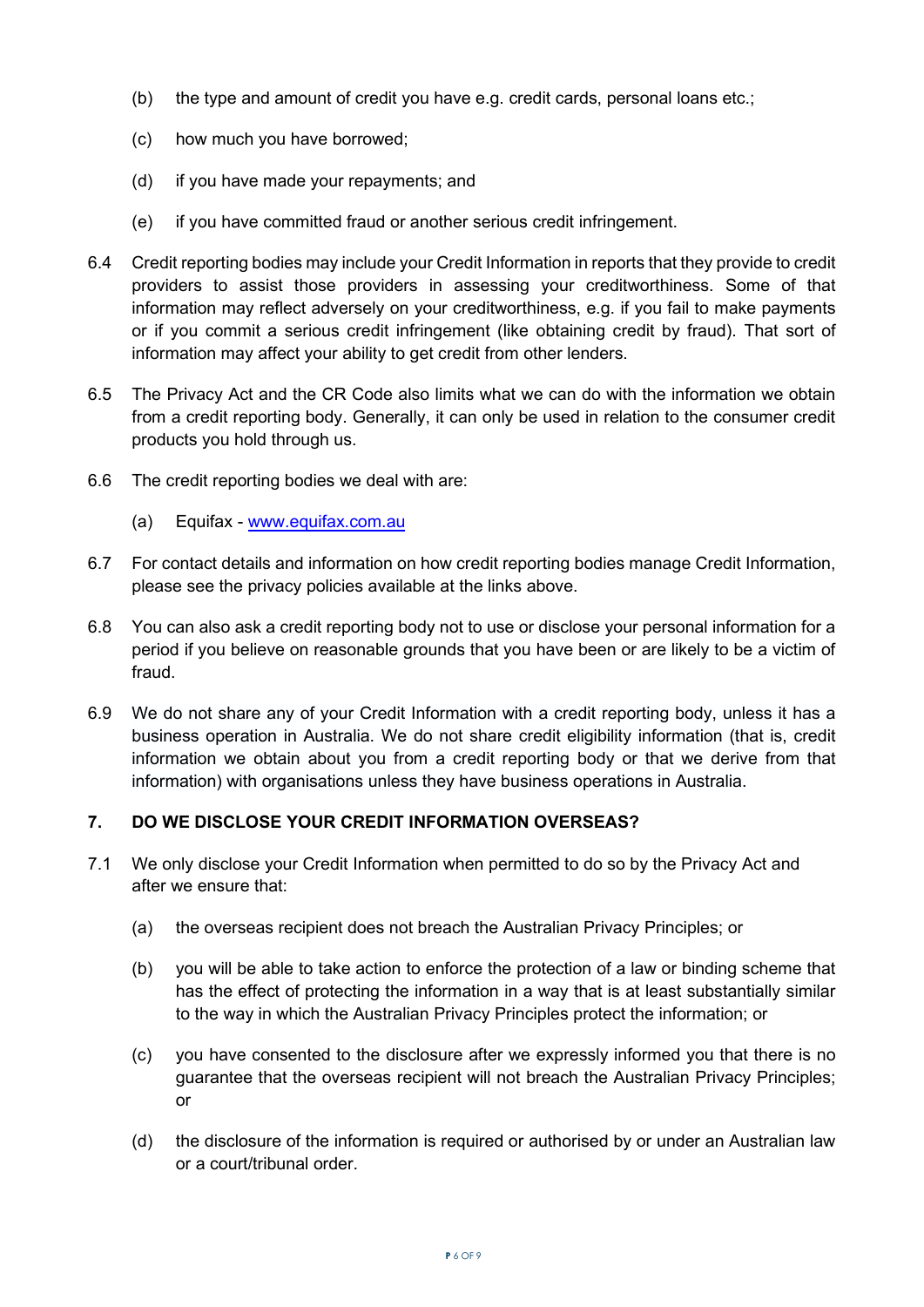(b) the type and amount of credit you have e.g. credit cards, personal loans etc.;

(c) how much you have borrowed;

(d) if you have made your repayments; and

(e) if you have committed fraud or another serious credit infringement.

6.4 Credit reporting bodies may include your Credit Information in reports that they provide to credit providers to assist those providers in assessing your creditworthiness. Some of that information may reflect adversely on your creditworthiness, e.g. if you fail to make payments or if you commit a serious credit infringement (like obtaining credit by fraud). That sort of information may affect your ability to get credit from other lenders.

6.5 The Privacy Act and the CR Code also limits what we can do with the information we obtain from a credit reporting body. Generally, it can only be used in relation to the consumer credit products you hold through us.

6.6 The credit reporting bodies we deal with are:

(a) Equifax - [www.equifax.com.au](www.equifax.com.au)

6.7 For contact details and information on how credit reporting bodies manage Credit Information, please see the privacy policies available at the links above.

6.8 You can also ask a credit reporting body not to use or disclose your personal information for a period if you believe on reasonable grounds that you have been or are likely to be a victim of fraud.

6.9 We do not share any of your Credit Information with a credit reporting body, unless it has a business operation in Australia. We do not share credit eligibility information (that is, credit information we obtain about you from a credit reporting body or that we derive from that information) with organisations unless they have business operations in Australia.

## 7. DO WE DISCLOSE YOUR CREDIT INFORMATION OVERSEAS?

7.1 We only disclose your Credit Information when permitted to do so by the Privacy Act and after we ensure that:

(a) the overseas recipient does not breach the Australian Privacy Principles; or

(b) you will be able to take action to enforce the protection of a law or binding scheme that has the effect of protecting the information in a way that is at least substantially similar to the way in which the Australian Privacy Principles protect the information; or

(c) you have consented to the disclosure after we expressly informed you that there is no guarantee that the overseas recipient will not breach the Australian Privacy Principles; or

(d) the disclosure of the information is required or authorised by or under an Australian law or a court/tribunal order.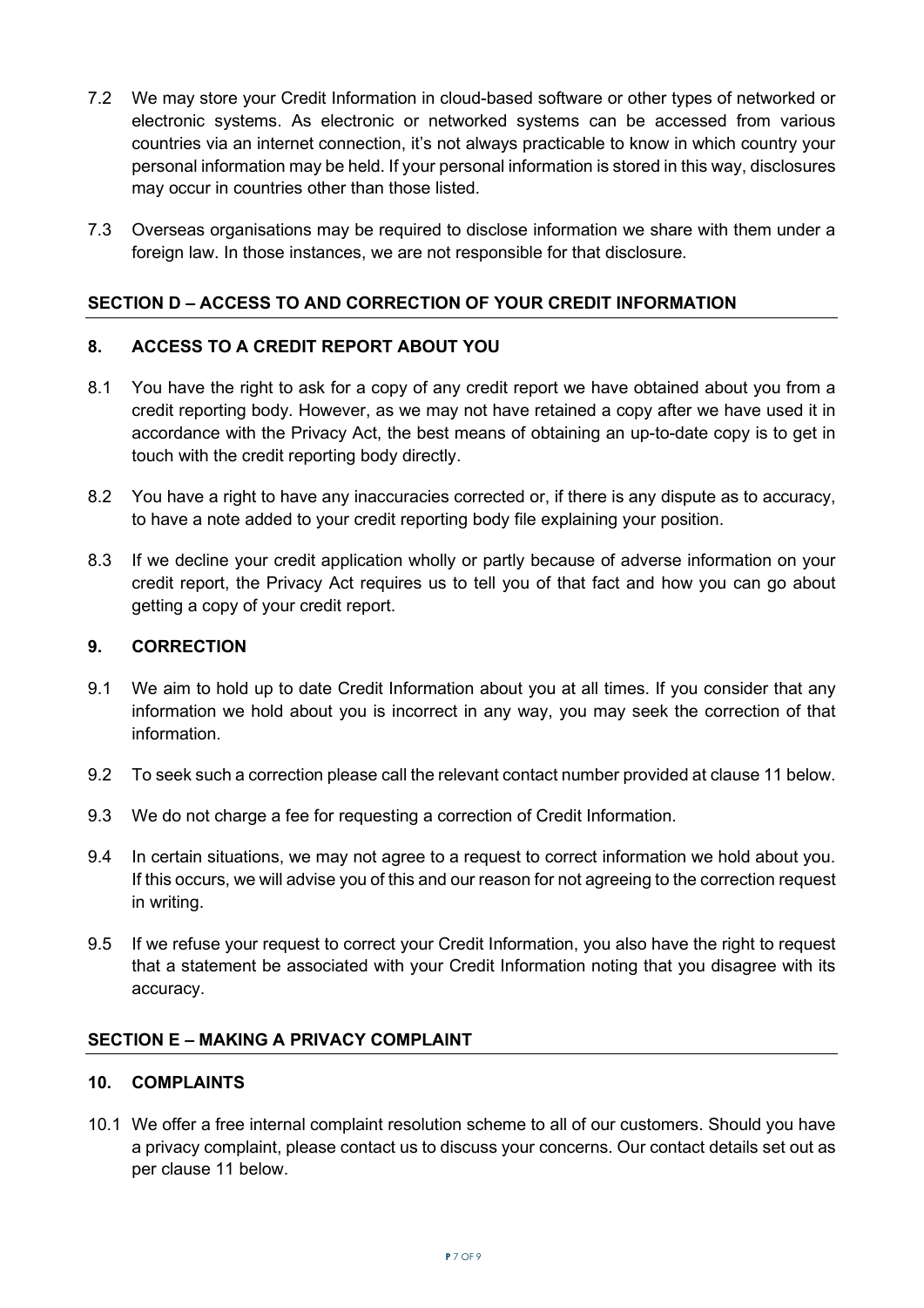7.2 We may store your Credit Information in cloud-based software or other types of networked or electronic systems. As electronic or networked systems can be accessed from various countries via an internet connection, it's not always practicable to know in which country your personal information may be held. If your personal information is stored in this way, disclosures may occur in countries other than those listed.

7.3 Overseas organisations may be required to disclose information we share with them under a foreign law. In those instances, we are not responsible for that disclosure.

## SECTION D – ACCESS TO AND CORRECTION OF YOUR CREDIT INFORMATION

### 8. ACCESS TO A CREDIT REPORT ABOUT YOU

8.1 You have the right to ask for a copy of any credit report we have obtained about you from a credit reporting body. However, as we may not have retained a copy after we have used it in accordance with the Privacy Act, the best means of obtaining an up-to-date copy is to get in touch with the credit reporting body directly.

8.2 You have a right to have any inaccuracies corrected or, if there is any dispute as to accuracy, to have a note added to your credit reporting body file explaining your position.

8.3 If we decline your credit application wholly or partly because of adverse information on your credit report, the Privacy Act requires us to tell you of that fact and how you can go about getting a copy of your credit report.

### 9. CORRECTION

9.1 We aim to hold up to date Credit Information about you at all times. If you consider that any information we hold about you is incorrect in any way, you may seek the correction of that information.

9.2 To seek such a correction please call the relevant contact number provided at clause 11 below.

9.3 We do not charge a fee for requesting a correction of Credit Information.

9.4 In certain situations, we may not agree to a request to correct information we hold about you. If this occurs, we will advise you of this and our reason for not agreeing to the correction request in writing.

9.5 If we refuse your request to correct your Credit Information, you also have the right to request that a statement be associated with your Credit Information noting that you disagree with its accuracy.

## SECTION E – MAKING A PRIVACY COMPLAINT

### 10. COMPLAINTS

10.1 We offer a free internal complaint resolution scheme to all of our customers. Should you have a privacy complaint, please contact us to discuss your concerns. Our contact details set out as per clause 11 below.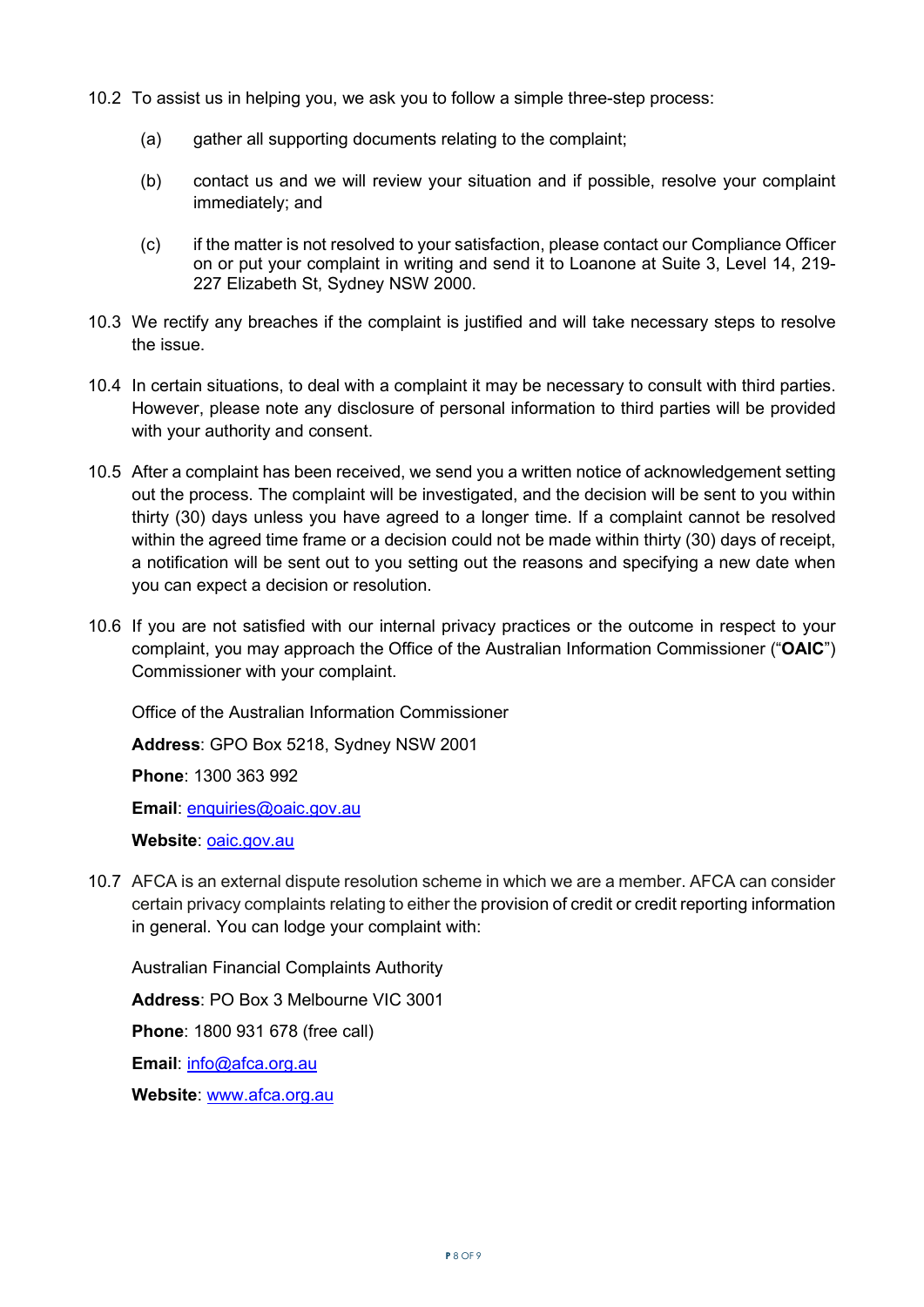10.2 To assist us in helping you, we ask you to follow a simple three-step process:

   (a) gather all supporting documents relating to the complaint;

   (b) contact us and we will review your situation and if possible, resolve your complaint immediately; and

   (c) if the matter is not resolved to your satisfaction, please contact our Compliance Officer on or put your complaint in writing and send it to Loanone at Suite 3, Level 14, 219-227 Elizabeth St, Sydney NSW 2000.

10.3 We rectify any breaches if the complaint is justified and will take necessary steps to resolve the issue.

10.4 In certain situations, to deal with a complaint it may be necessary to consult with third parties. However, please note any disclosure of personal information to third parties will be provided with your authority and consent.

10.5 After a complaint has been received, we send you a written notice of acknowledgement setting out the process. The complaint will be investigated, and the decision will be sent to you within thirty (30) days unless you have agreed to a longer time. If a complaint cannot be resolved within the agreed time frame or a decision could not be made within thirty (30) days of receipt, a notification will be sent out to you setting out the reasons and specifying a new date when you can expect a decision or resolution.

10.6 If you are not satisfied with our internal privacy practices or the outcome in respect to your complaint, you may approach the Office of the Australian Information Commissioner ("**OAIC**") Commissioner with your complaint.

   Office of the Australian Information Commissioner

   **Address**: GPO Box 5218, Sydney NSW 2001

   **Phone**: 1300 363 992

   **Email**: enquiries@oaic.gov.au

   **Website**: oaic.gov.au

10.7 AFCA is an external dispute resolution scheme in which we are a member. AFCA can consider certain privacy complaints relating to either the provision of credit or credit reporting information in general. You can lodge your complaint with:

   Australian Financial Complaints Authority

   **Address**: PO Box 3 Melbourne VIC 3001

   **Phone**: 1800 931 678 (free call)

   **Email**: info@afca.org.au

   **Website**: www.afca.org.au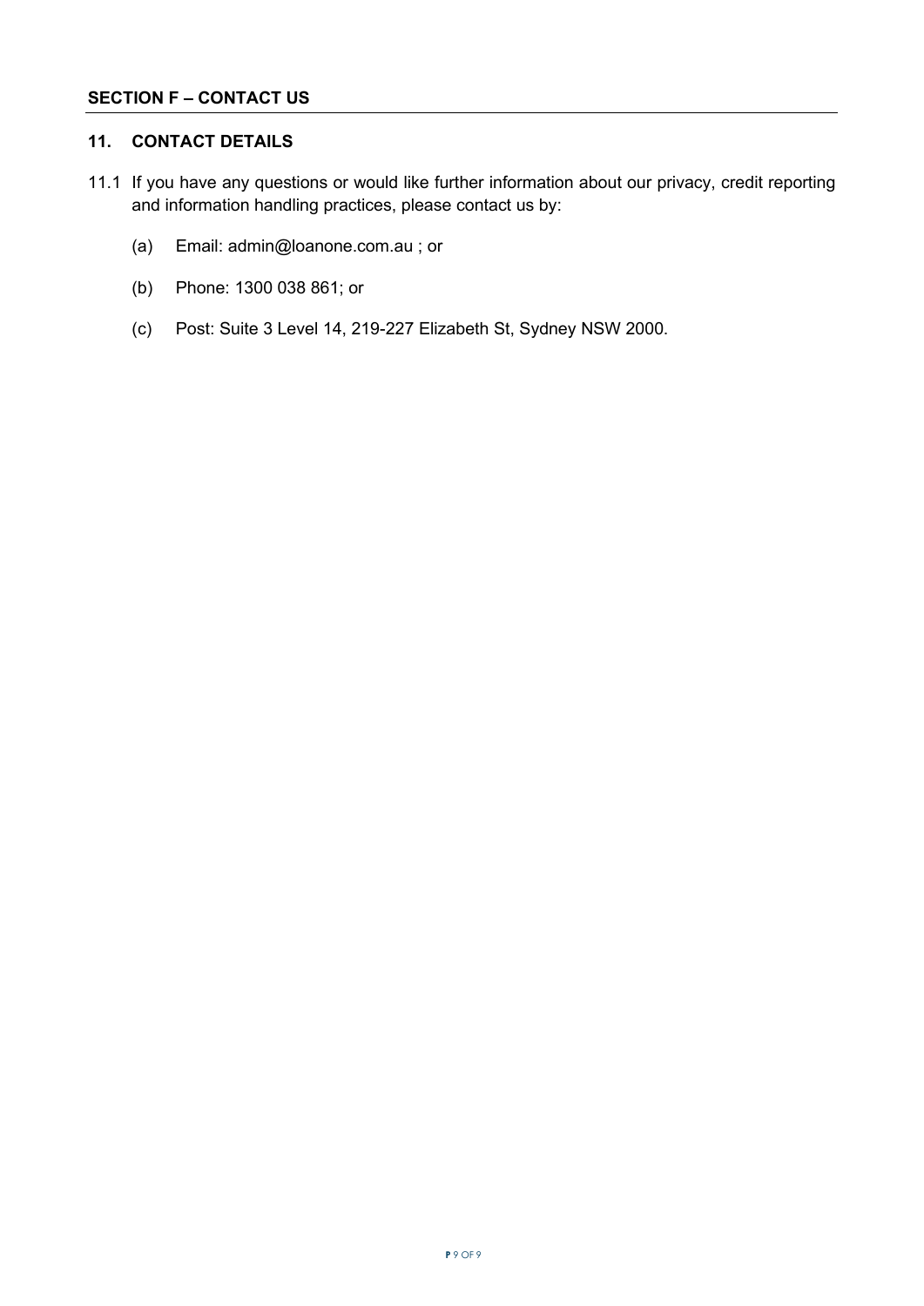## SECTION F – CONTACT US

### 11. CONTACT DETAILS

11.1 If you have any questions or would like further information about our privacy, credit reporting and information handling practices, please contact us by:

(a) Email: admin@loanone.com.au ; or

(b) Phone: 1300 038 861; or

(c) Post: Suite 3 Level 14, 219-227 Elizabeth St, Sydney NSW 2000.